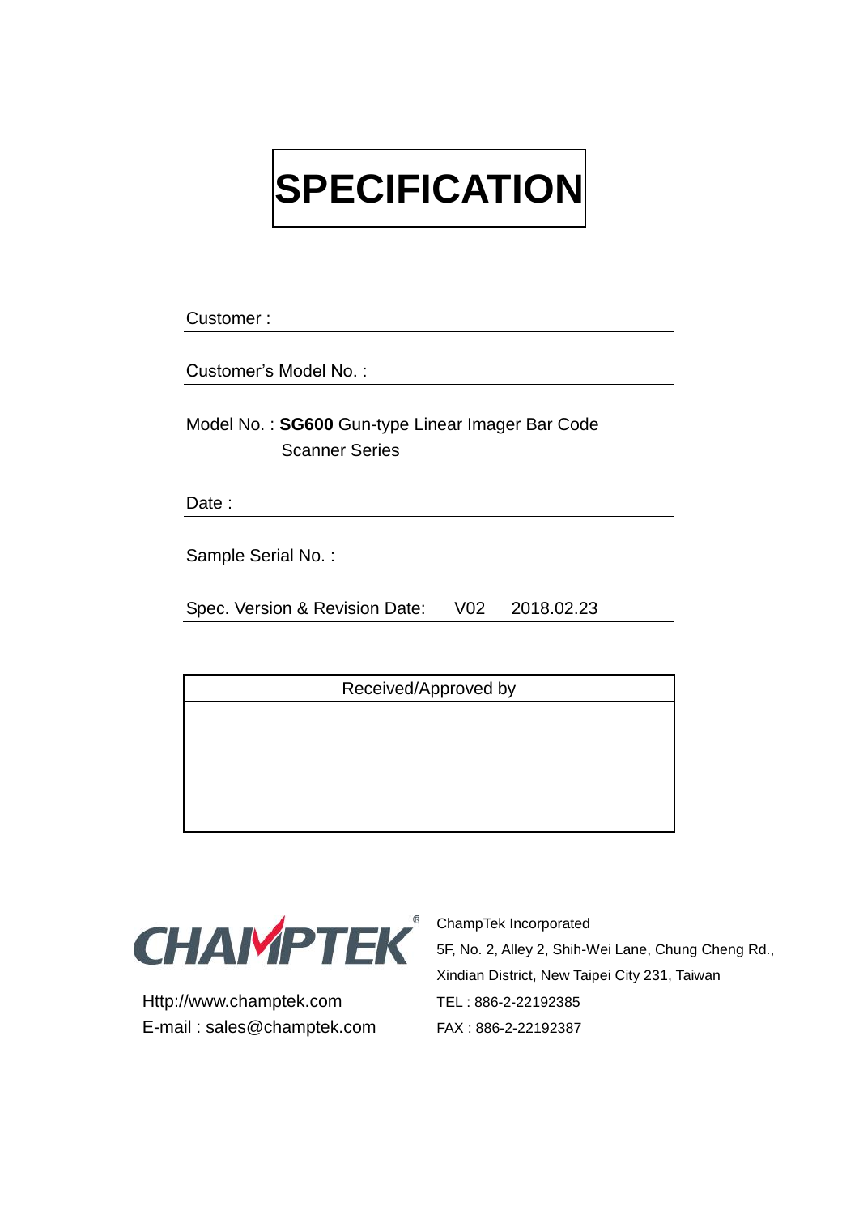# SPECIFICATION

Customer :

Customer's Model No. :

Model No. : **SG600** Gun-type Linear Imager Bar Code Scanner Series

Date :

Sample Serial No. :

Spec. Version & Revision Date: V02 2018.02.23

| Received/Approved by |
| --- |
| |

CHAMPTEK®

Http://www.champtek.com
E-mail : sales@champtek.com

ChampTek Incorporated
5F, No. 2, Alley 2, Shih-Wei Lane, Chung Cheng Rd., Xindian District, New Taipei City 231, Taiwan
TEL : 886-2-22192385
FAX : 886-2-22192387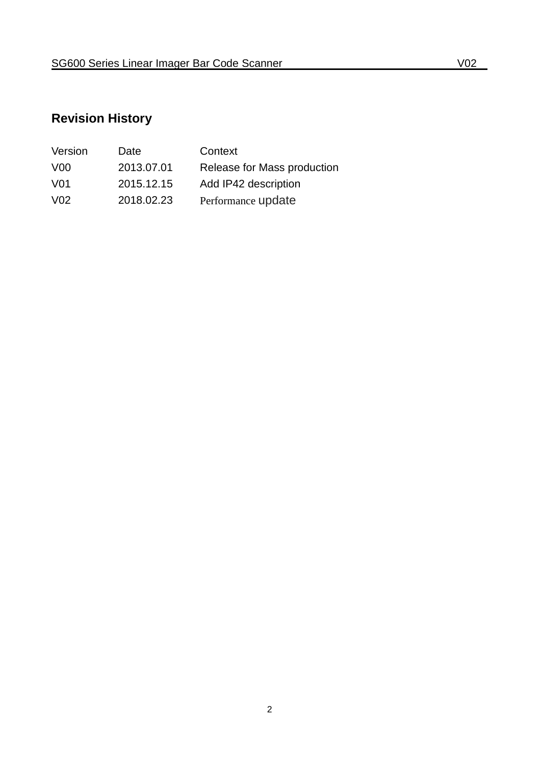## Revision History

| Version | Date | Context |
|---|---|---|
| V00 | 2013.07.01 | Release for Mass production |
| V01 | 2015.12.15 | Add IP42 description |
| V02 | 2018.02.23 | Performance update |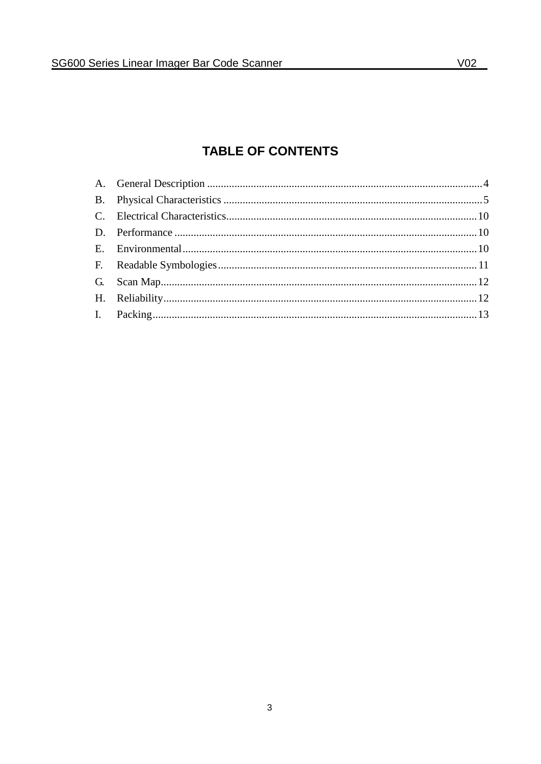# TABLE OF CONTENTS

A. General Description .................................................. 4
B. Physical Characteristics ............................................ 5
C. Electrical Characteristics ........................................... 10
D. Performance ............................................................ 10
E. Environmental .......................................................... 10
F. Readable Symbologies ............................................... 11
G. Scan Map ................................................................. 12
H. Reliability ................................................................. 12
I. Packing ...................................................................... 13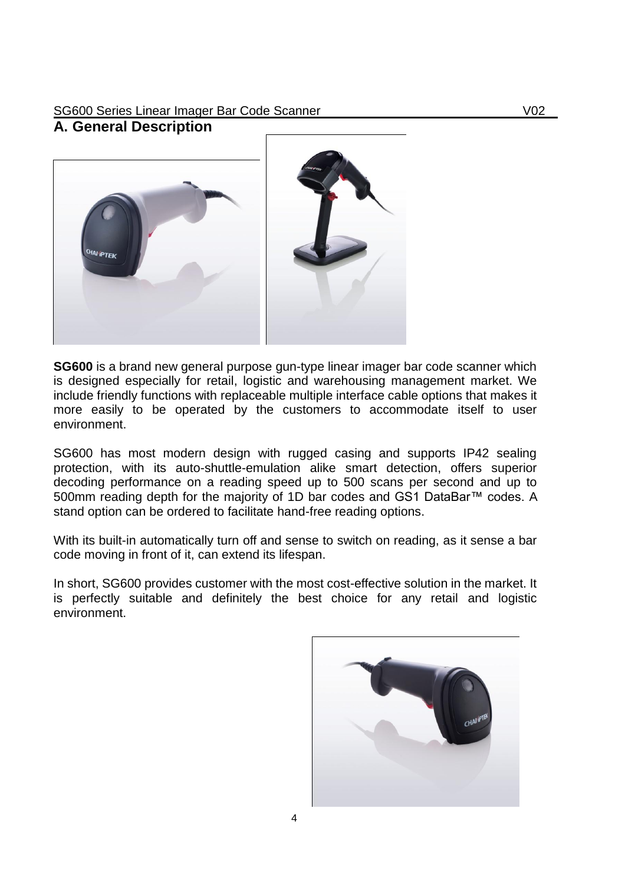## A. General Description

**SG600** is a brand new general purpose gun-type linear imager bar code scanner which is designed especially for retail, logistic and warehousing management market. We include friendly functions with replaceable multiple interface cable options that makes it more easily to be operated by the customers to accommodate itself to user environment.

SG600 has most modern design with rugged casing and supports IP42 sealing protection, with its auto-shuttle-emulation alike smart detection, offers superior decoding performance on a reading speed up to 500 scans per second and up to 500mm reading depth for the majority of 1D bar codes and GS1 DataBar™ codes. A stand option can be ordered to facilitate hand-free reading options.

With its built-in automatically turn off and sense to switch on reading, as it sense a bar code moving in front of it, can extend its lifespan.

In short, SG600 provides customer with the most cost-effective solution in the market. It is perfectly suitable and definitely the best choice for any retail and logistic environment.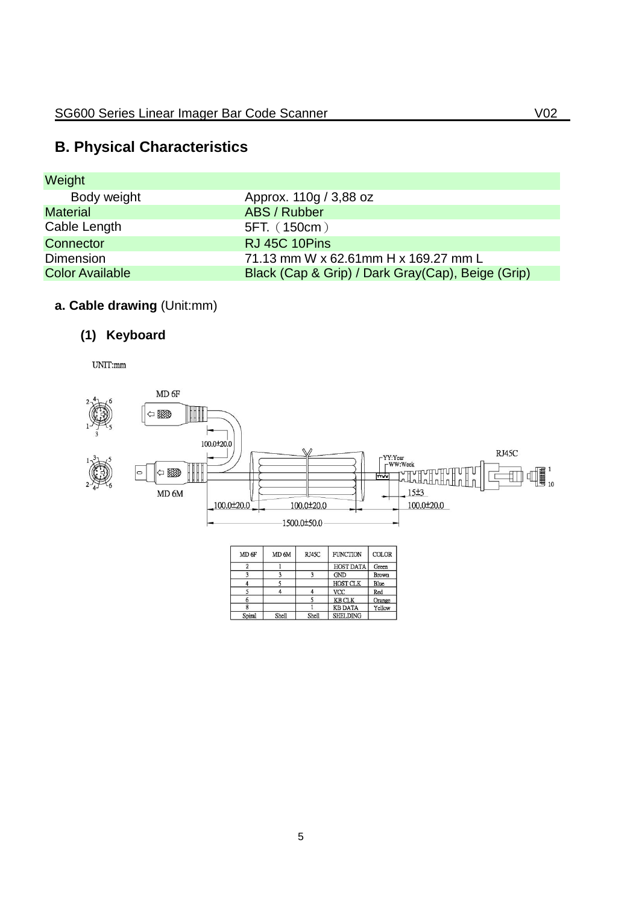## B. Physical Characteristics

| Weight | |
|---|---|
| Body weight | Approx. 110g / 3,88 oz |
| Material | ABS / Rubber |
| Cable Length | 5FT.（150cm） |
| Connector | RJ 45C 10Pins |
| Dimension | 71.13 mm W x 62.61mm H x 169.27 mm L |
| Color Available | Black (Cap & Grip) / Dark Gray(Cap), Beige (Grip) |

### a. Cable drawing (Unit:mm)

#### (1) Keyboard

UNIT:mm

MD 6F

MD 6M

RJ45C

YY:Year
WW:Week

100.0±20.0

100.0±20.0

100.0±20.0

15±3

100.0±20.0

1500.0±50.0

| MD 6F | MD 6M | RJ45C | FUNCTION | COLOR |
|---|---|---|---|---|
| 2 | 1 | | HOST DATA | Green |
| 3 | 3 | 3 | GND | Brown |
| 4 | 5 | | HOST CLK | Blue |
| 5 | 4 | 4 | VCC | Red |
| 6 | | 5 | KB CLK | Orange |
| 8 | | 1 | KB DATA | Yellow |
| Spiral | Shell | Shell | SHELDING | |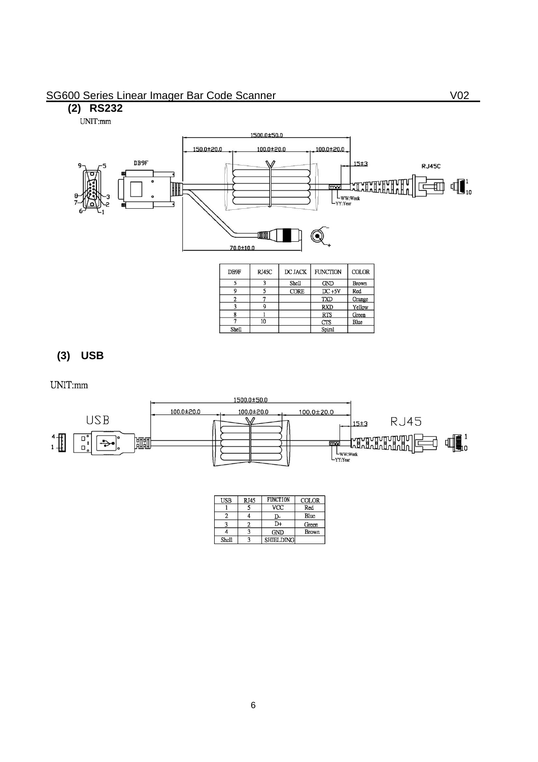### (2) RS232

UNIT:mm

| DB9F | RJ45C | DC JACK | FUNCTION | COLOR |
|---|---|---|---|---|
| 5 | 3 | Shell | GND | Brown |
| 9 | 5 | CORE | DC +5V | Red |
| 2 | 7 | | TXD | Orange |
| 3 | 9 | | RXD | Yellow |
| 8 | 1 | | RTS | Green |
| 7 | 10 | | CTS | Blue |
| Shell | | | Spiral | |

### (3) USB

UNIT:mm

| USB | RJ45 | FUNCTION | COLOR |
|---|---|---|---|
| 1 | 5 | VCC | Red |
| 2 | 4 | D- | Blue |
| 3 | 2 | D+ | Green |
| 4 | 3 | GND | Brown |
| Shell | 3 | SHIELDING | |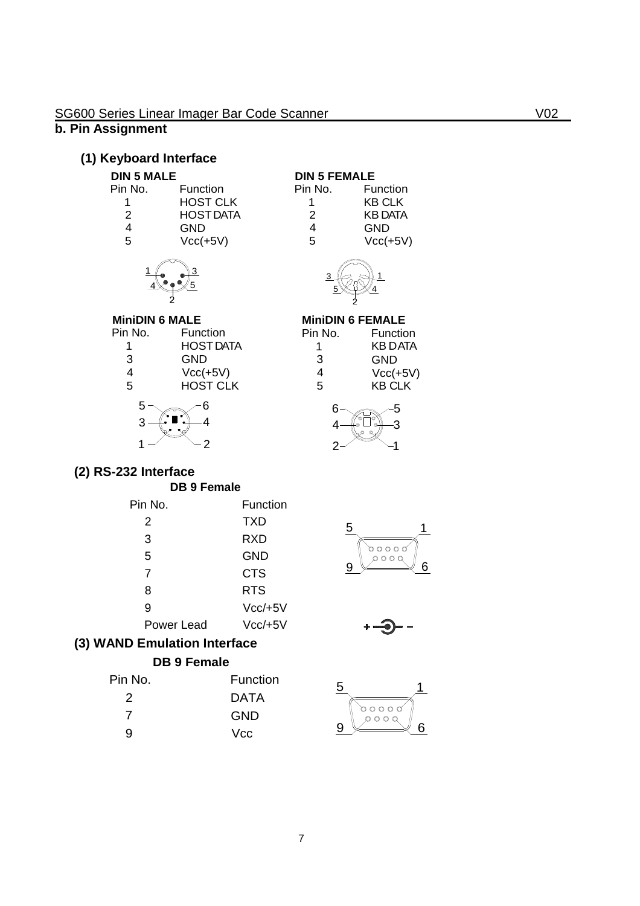## b. Pin Assignment

### (1) Keyboard Interface

**DIN 5 MALE**

| Pin No. | Function |
|---|---|
| 1 | HOST CLK |
| 2 | HOST DATA |
| 4 | GND |
| 5 | Vcc(+5V) |

**DIN 5 FEMALE**

| Pin No. | Function |
|---|---|
| 1 | KB CLK |
| 2 | KB DATA |
| 4 | GND |
| 5 | Vcc(+5V) |

**MiniDIN 6 MALE**

| Pin No. | Function |
|---|---|
| 1 | HOST DATA |
| 3 | GND |
| 4 | Vcc(+5V) |
| 5 | HOST CLK |

**MiniDIN 6 FEMALE**

| Pin No. | Function |
|---|---|
| 1 | KB DATA |
| 3 | GND |
| 4 | Vcc(+5V) |
| 5 | KB CLK |

### (2) RS-232 Interface

**DB 9 Female**

| Pin No. | Function |
|---|---|
| 2 | TXD |
| 3 | RXD |
| 5 | GND |
| 7 | CTS |
| 8 | RTS |
| 9 | Vcc/+5V |
| Power Lead | Vcc/+5V |

### (3) WAND Emulation Interface

**DB 9 Female**

| Pin No. | Function |
|---|---|
| 2 | DATA |
| 7 | GND |
| 9 | Vcc |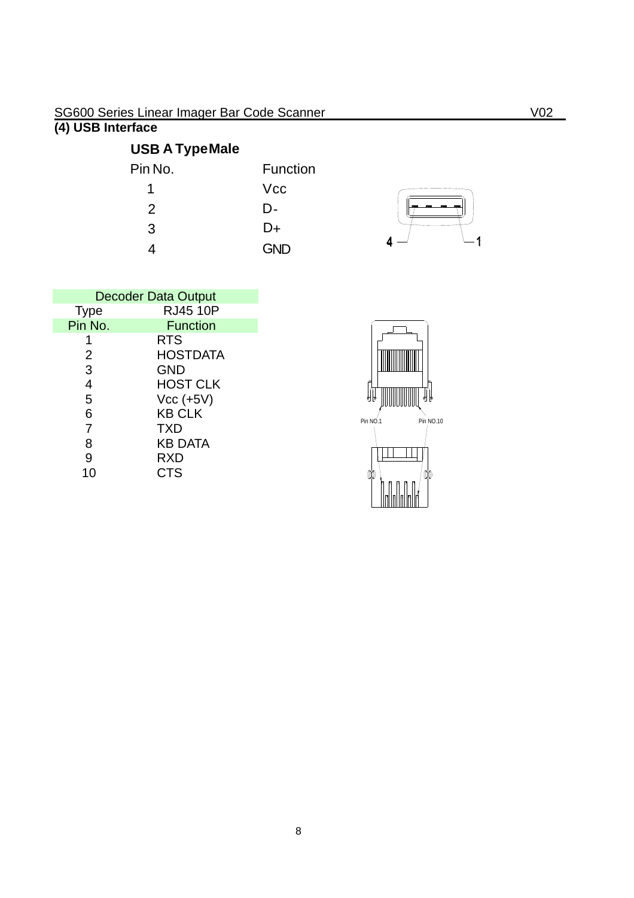### (4) USB Interface

**USB A Type Male**

| Pin No. | Function |
| --- | --- |
| 1 | Vcc |
| 2 | D- |
| 3 | D+ |
| 4 | GND |

| Decoder Data Output | |
| --- | --- |
| Type | RJ45 10P |
| Pin No. | Function |
| 1 | RTS |
| 2 | HOSTDATA |
| 3 | GND |
| 4 | HOST CLK |
| 5 | Vcc (+5V) |
| 6 | KB CLK |
| 7 | TXD |
| 8 | KB DATA |
| 9 | RXD |
| 10 | CTS |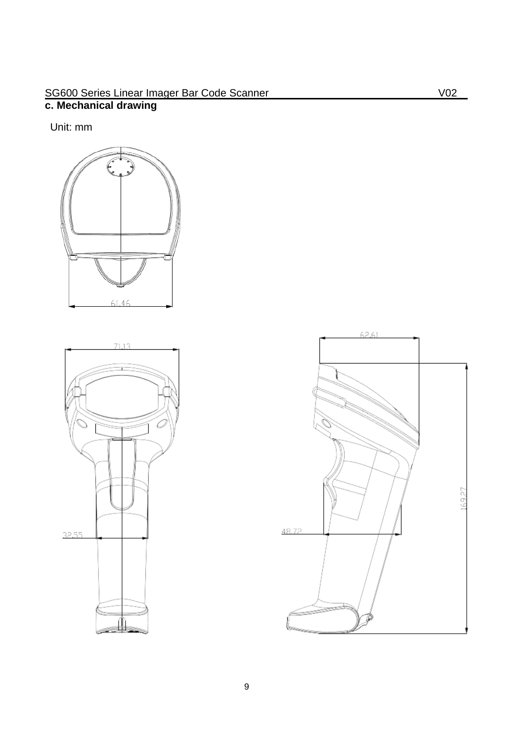## c. Mechanical drawing

Unit: mm

61.46

71.13

62.61

32.55

48.72

169.27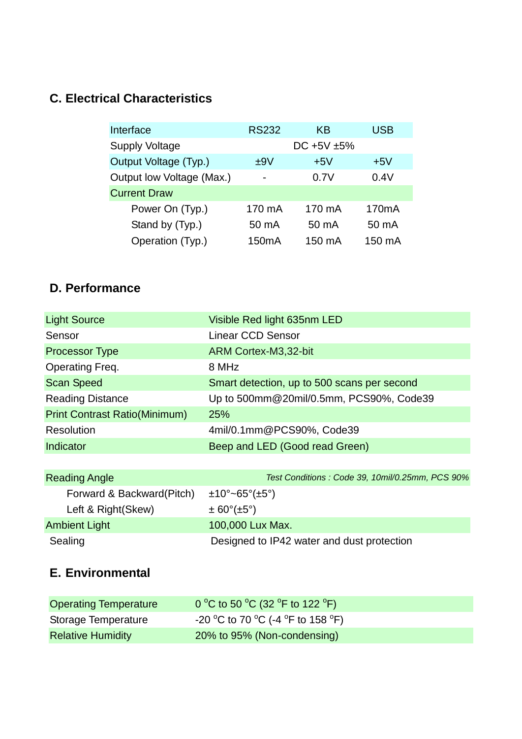## C. Electrical Characteristics

| Interface | RS232 | KB | USB |
|---|---|---|---|
| Supply Voltage | | DC +5V ±5% | |
| Output Voltage (Typ.) | ±9V | +5V | +5V |
| Output low Voltage (Max.) | - | 0.7V | 0.4V |
| Current Draw | | | |
| Power On (Typ.) | 170 mA | 170 mA | 170mA |
| Stand by (Typ.) | 50 mA | 50 mA | 50 mA |
| Operation (Typ.) | 150mA | 150 mA | 150 mA |

## D. Performance

| | |
|---|---|
| Light Source | Visible Red light 635nm LED |
| Sensor | Linear CCD Sensor |
| Processor Type | ARM Cortex-M3,32-bit |
| Operating Freq. | 8 MHz |
| Scan Speed | Smart detection, up to 500 scans per second |
| Reading Distance | Up to 500mm@20mil/0.5mm, PCS90%, Code39 |
| Print Contrast Ratio(Minimum) | 25% |
| Resolution | 4mil/0.1mm@PCS90%, Code39 |
| Indicator | Beep and LED (Good read Green) |

| | |
|---|---|
| Reading Angle | *Test Conditions : Code 39, 10mil/0.25mm, PCS 90%* |
| Forward & Backward(Pitch) | ±10°~65°(±5°) |
| Left & Right(Skew) | ± 60°(±5°) |
| Ambient Light | 100,000 Lux Max. |
| Sealing | Designed to IP42 water and dust protection |

## E. Environmental

| | |
|---|---|
| Operating Temperature | 0 $^{o}$C to 50 $^{o}$C (32 $^{o}$F to 122 $^{o}$F) |
| Storage Temperature | -20 $^{o}$C to 70 $^{o}$C (-4 $^{o}$F to 158 $^{o}$F) |
| Relative Humidity | 20% to 95% (Non-condensing) |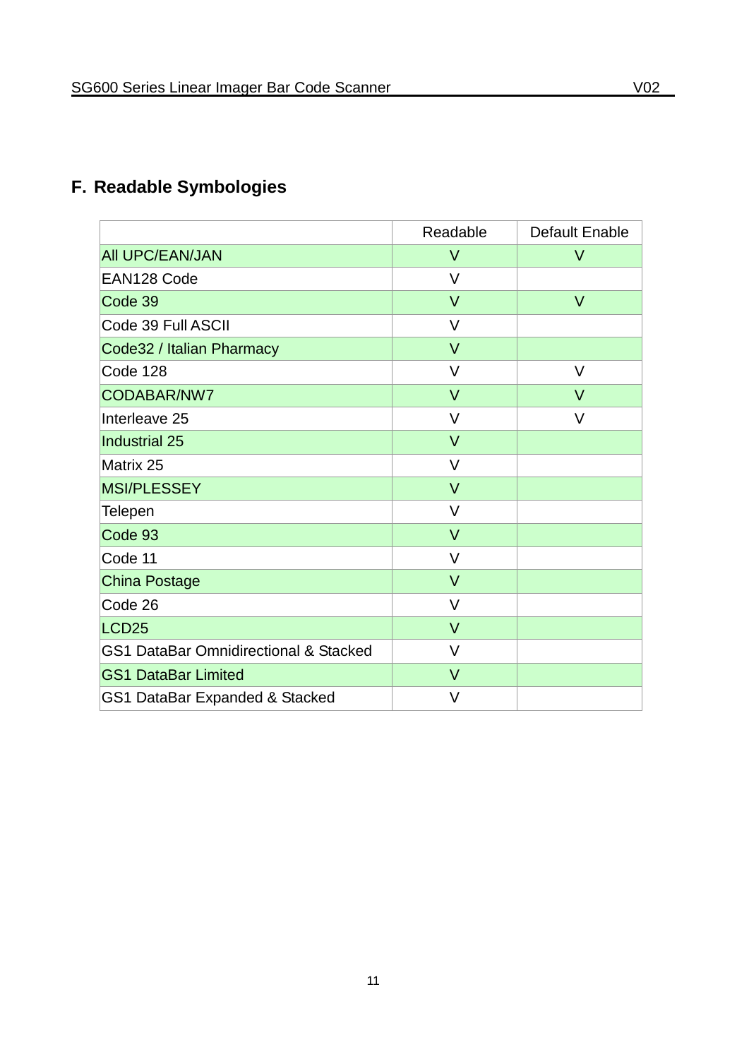## F. Readable Symbologies

| | Readable | Default Enable |
|---|---|---|
| All UPC/EAN/JAN | V | V |
| EAN128 Code | V | |
| Code 39 | V | V |
| Code 39 Full ASCII | V | |
| Code32 / Italian Pharmacy | V | |
| Code 128 | V | V |
| CODABAR/NW7 | V | V |
| Interleave 25 | V | V |
| Industrial 25 | V | |
| Matrix 25 | V | |
| MSI/PLESSEY | V | |
| Telepen | V | |
| Code 93 | V | |
| Code 11 | V | |
| China Postage | V | |
| Code 26 | V | |
| LCD25 | V | |
| GS1 DataBar Omnidirectional & Stacked | V | |
| GS1 DataBar Limited | V | |
| GS1 DataBar Expanded & Stacked | V | |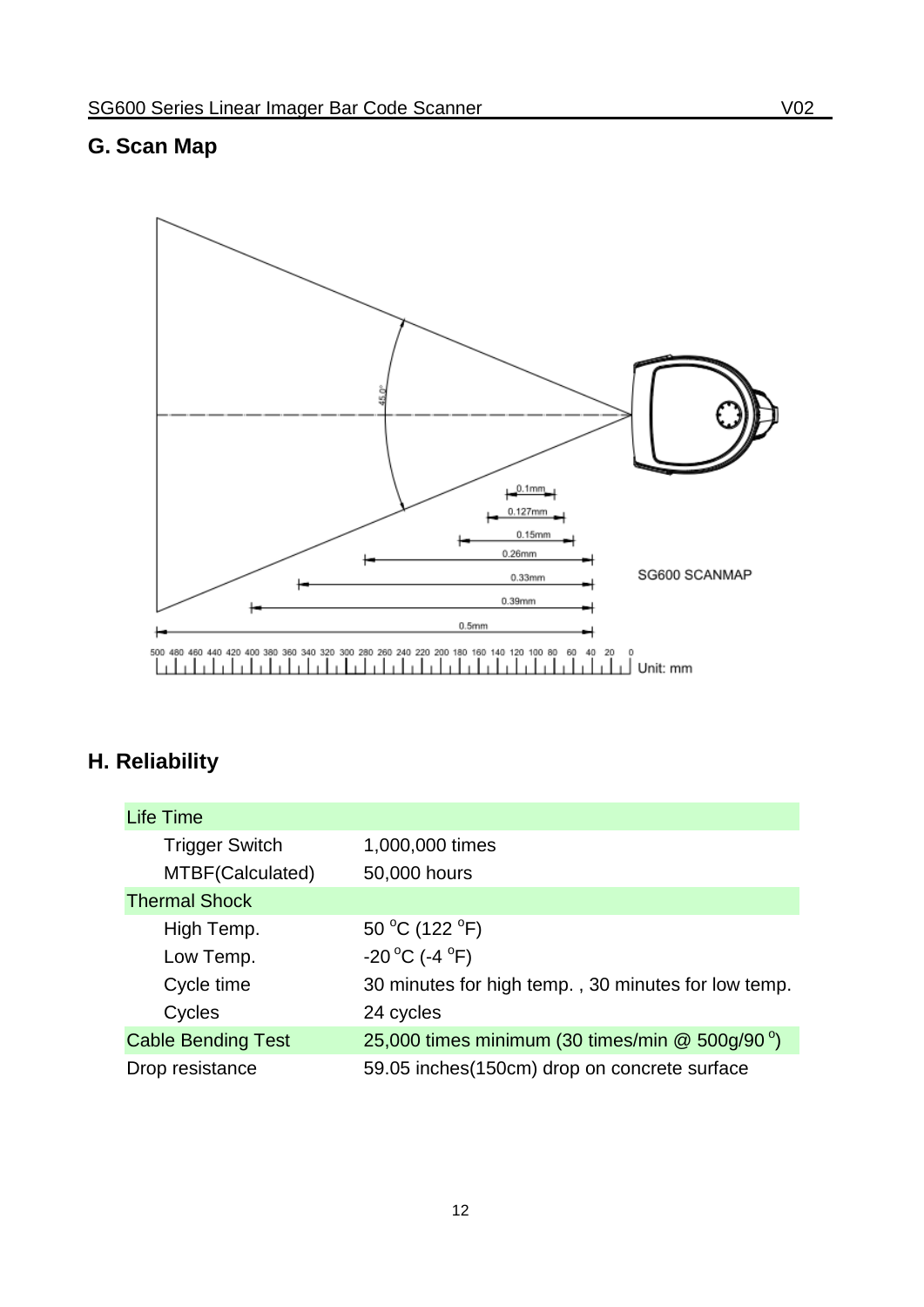## G. Scan Map

## H. Reliability

| Life Time | |
|---|---|
| Trigger Switch | 1,000,000 times |
| MTBF(Calculated) | 50,000 hours |
| **Thermal Shock** | |
| High Temp. | 50 °C (122 °F) |
| Low Temp. | -20 °C (-4 °F) |
| Cycle time | 30 minutes for high temp. , 30 minutes for low temp. |
| Cycles | 24 cycles |
| Cable Bending Test | 25,000 times minimum (30 times/min @ 500g/90 °) |
| Drop resistance | 59.05 inches(150cm) drop on concrete surface |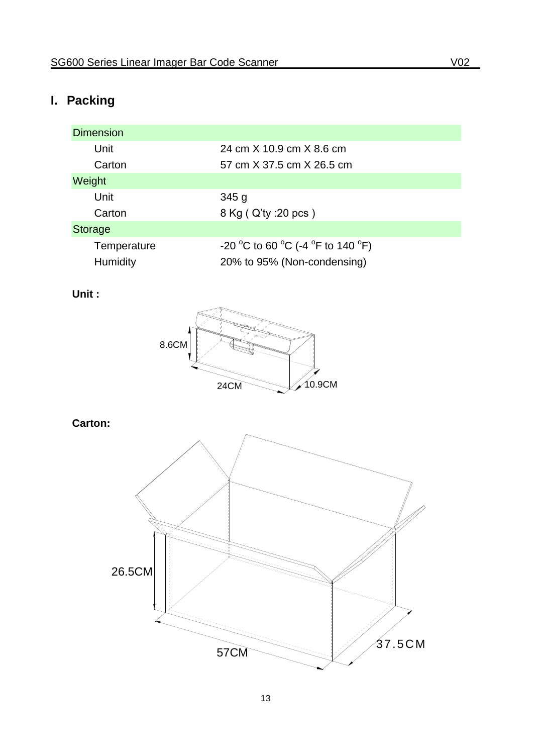# I. Packing

| | |
|---|---|
| Dimension | |
| Unit | 24 cm X 10.9 cm X 8.6 cm |
| Carton | 57 cm X 37.5 cm X 26.5 cm |
| Weight | |
| Unit | 345 g |
| Carton | 8 Kg ( Q'ty :20 pcs ) |
| Storage | |
| Temperature | -20 $^{o}$C to 60 $^{o}$C (-4 $^{o}$F to 140 $^{o}$F) |
| Humidity | 20% to 95% (Non-condensing) |

**Unit :**

8.6CM

24CM

10.9CM

**Carton:**

26.5CM

57CM

37.5CM